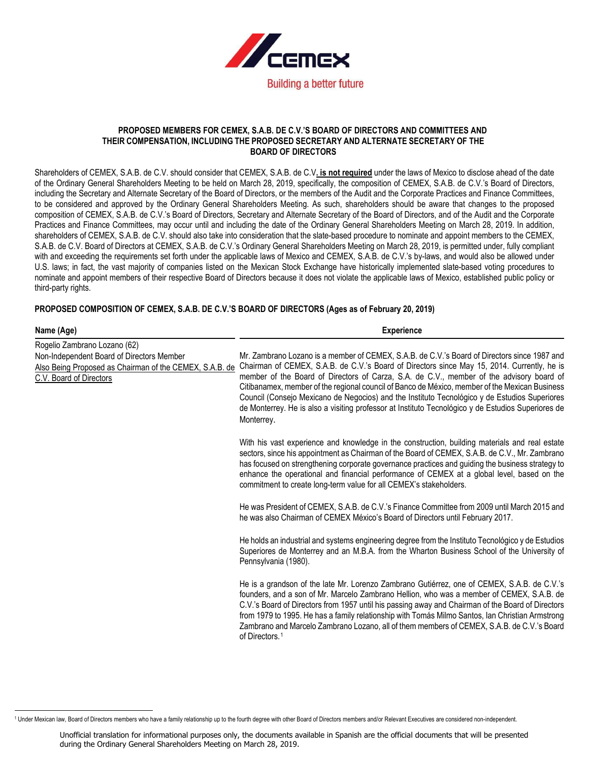CEMEX

Building a better future

# PROPOSED MEMBERS FOR CEMEX, S.A.B. DE C.V.'S BOARD OF DIRECTORS AND COMMITTEES AND THEIR COMPENSATION, INCLUDING THE PROPOSED SECRETARY AND ALTERNATE SECRETARY OF THE BOARD OF DIRECTORS

Shareholders of CEMEX, S.A.B. de C.V. should consider that CEMEX, S.A.B. de C.V**. is not required** under the laws of Mexico to disclose ahead of the date of the Ordinary General Shareholders Meeting to be held on March 28, 2019, specifically, the composition of CEMEX, S.A.B. de C.V.'s Board of Directors, including the Secretary and Alternate Secretary of the Board of Directors, or the members of the Audit and the Corporate Practices and Finance Committees, to be considered and approved by the Ordinary General Shareholders Meeting. As such, shareholders should be aware that changes to the proposed composition of CEMEX, S.A.B. de C.V.'s Board of Directors, Secretary and Alternate Secretary of the Board of Directors, and of the Audit and the Corporate Practices and Finance Committees, may occur until and including the date of the Ordinary General Shareholders Meeting on March 28, 2019. In addition, shareholders of CEMEX, S.A.B. de C.V. should also take into consideration that the slate-based procedure to nominate and appoint members to the CEMEX, S.A.B. de C.V. Board of Directors at CEMEX, S.A.B. de C.V.'s Ordinary General Shareholders Meeting on March 28, 2019, is permitted under, fully compliant with and exceeding the requirements set forth under the applicable laws of Mexico and CEMEX, S.A.B. de C.V.'s by-laws, and would also be allowed under U.S. laws; in fact, the vast majority of companies listed on the Mexican Stock Exchange have historically implemented slate-based voting procedures to nominate and appoint members of their respective Board of Directors because it does not violate the applicable laws of Mexico, established public policy or third-party rights.

## PROPOSED COMPOSITION OF CEMEX, S.A.B. DE C.V.'S BOARD OF DIRECTORS (Ages as of February 20, 2019)

| Name (Age) | Experience |
|---|---|
| Rogelio Zambrano Lozano (62)<br>Non-Independent Board of Directors Member<br>Also Being Proposed as Chairman of the CEMEX, S.A.B. de C.V. Board of Directors | Mr. Zambrano Lozano is a member of CEMEX, S.A.B. de C.V.'s Board of Directors since 1987 and Chairman of CEMEX, S.A.B. de C.V.'s Board of Directors since May 15, 2014. Currently, he is member of the Board of Directors of Carza, S.A. de C.V., member of the advisory board of Citibanamex, member of the regional council of Banco de México, member of the Mexican Business Council (Consejo Mexicano de Negocios) and the Instituto Tecnológico y de Estudios Superiores de Monterrey. He is also a visiting professor at Instituto Tecnológico y de Estudios Superiores de Monterrey.<br><br>With his vast experience and knowledge in the construction, building materials and real estate sectors, since his appointment as Chairman of the Board of CEMEX, S.A.B. de C.V., Mr. Zambrano has focused on strengthening corporate governance practices and guiding the business strategy to enhance the operational and financial performance of CEMEX at a global level, based on the commitment to create long-term value for all CEMEX's stakeholders.<br><br>He was President of CEMEX, S.A.B. de C.V.'s Finance Committee from 2009 until March 2015 and he was also Chairman of CEMEX México's Board of Directors until February 2017.<br><br>He holds an industrial and systems engineering degree from the Instituto Tecnológico y de Estudios Superiores de Monterrey and an M.B.A. from the Wharton Business School of the University of Pennsylvania (1980).<br><br>He is a grandson of the late Mr. Lorenzo Zambrano Gutiérrez, one of CEMEX, S.A.B. de C.V.'s founders, and a son of Mr. Marcelo Zambrano Hellion, who was a member of CEMEX, S.A.B. de C.V.'s Board of Directors from 1957 until his passing away and Chairman of the Board of Directors from 1979 to 1995. He has a family relationship with Tomás Milmo Santos, Ian Christian Armstrong Zambrano and Marcelo Zambrano Lozano, all of them members of CEMEX, S.A.B. de C.V.'s Board of Directors.[1] |

[1] Under Mexican law, Board of Directors members who have a family relationship up to the fourth degree with other Board of Directors members and/or Relevant Executives are considered non-independent.

Unofficial translation for informational purposes only, the documents available in Spanish are the official documents that will be presented during the Ordinary General Shareholders Meeting on March 28, 2019.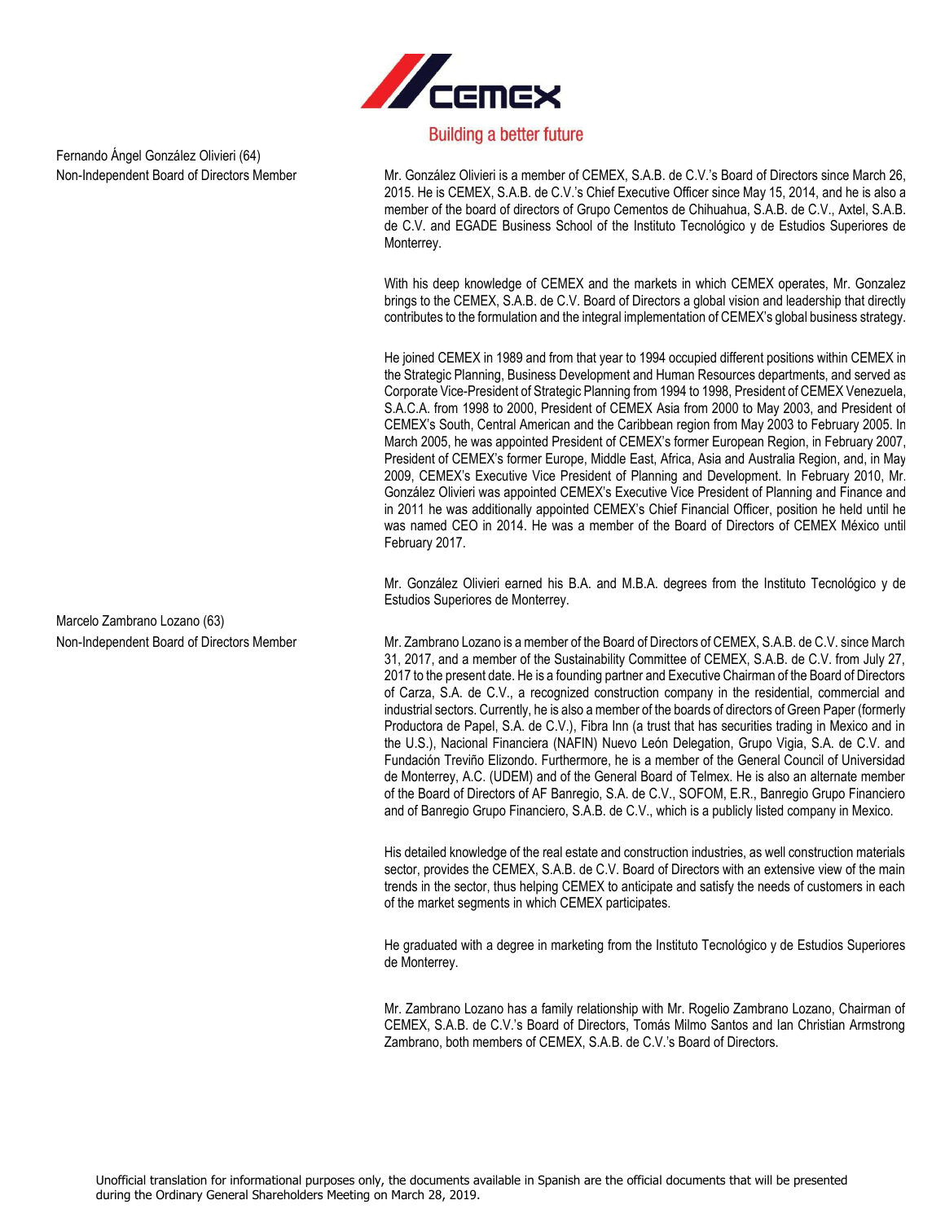Fernando Ángel González Olivieri (64)
Non-Independent Board of Directors Member

Mr. González Olivieri is a member of CEMEX, S.A.B. de C.V.'s Board of Directors since March 26, 2015. He is CEMEX, S.A.B. de C.V.'s Chief Executive Officer since May 15, 2014, and he is also a member of the board of directors of Grupo Cementos de Chihuahua, S.A.B. de C.V., Axtel, S.A.B. de C.V. and EGADE Business School of the Instituto Tecnológico y de Estudios Superiores de Monterrey.

With his deep knowledge of CEMEX and the markets in which CEMEX operates, Mr. Gonzalez brings to the CEMEX, S.A.B. de C.V. Board of Directors a global vision and leadership that directly contributes to the formulation and the integral implementation of CEMEX's global business strategy.

He joined CEMEX in 1989 and from that year to 1994 occupied different positions within CEMEX in the Strategic Planning, Business Development and Human Resources departments, and served as Corporate Vice-President of Strategic Planning from 1994 to 1998, President of CEMEX Venezuela, S.A.C.A. from 1998 to 2000, President of CEMEX Asia from 2000 to May 2003, and President of CEMEX's South, Central American and the Caribbean region from May 2003 to February 2005. In March 2005, he was appointed President of CEMEX's former European Region, in February 2007, President of CEMEX's former Europe, Middle East, Africa, Asia and Australia Region, and, in May 2009, CEMEX's Executive Vice President of Planning and Development. In February 2010, Mr. González Olivieri was appointed CEMEX's Executive Vice President of Planning and Finance and in 2011 he was additionally appointed CEMEX's Chief Financial Officer, position he held until he was named CEO in 2014. He was a member of the Board of Directors of CEMEX México until February 2017.

Mr. González Olivieri earned his B.A. and M.B.A. degrees from the Instituto Tecnológico y de Estudios Superiores de Monterrey.

Marcelo Zambrano Lozano (63)
Non-Independent Board of Directors Member

Mr. Zambrano Lozano is a member of the Board of Directors of CEMEX, S.A.B. de C.V. since March 31, 2017, and a member of the Sustainability Committee of CEMEX, S.A.B. de C.V. from July 27, 2017 to the present date. He is a founding partner and Executive Chairman of the Board of Directors of Carza, S.A. de C.V., a recognized construction company in the residential, commercial and industrial sectors. Currently, he is also a member of the boards of directors of Green Paper (formerly Productora de Papel, S.A. de C.V.), Fibra Inn (a trust that has securities trading in Mexico and in the U.S.), Nacional Financiera (NAFIN) Nuevo León Delegation, Grupo Vigia, S.A. de C.V. and Fundación Treviño Elizondo. Furthermore, he is a member of the General Council of Universidad de Monterrey, A.C. (UDEM) and of the General Board of Telmex. He is also an alternate member of the Board of Directors of AF Banregio, S.A. de C.V., SOFOM, E.R., Banregio Grupo Financiero and of Banregio Grupo Financiero, S.A.B. de C.V., which is a publicly listed company in Mexico.

His detailed knowledge of the real estate and construction industries, as well construction materials sector, provides the CEMEX, S.A.B. de C.V. Board of Directors with an extensive view of the main trends in the sector, thus helping CEMEX to anticipate and satisfy the needs of customers in each of the market segments in which CEMEX participates.

He graduated with a degree in marketing from the Instituto Tecnológico y de Estudios Superiores de Monterrey.

Mr. Zambrano Lozano has a family relationship with Mr. Rogelio Zambrano Lozano, Chairman of CEMEX, S.A.B. de C.V.'s Board of Directors, Tomás Milmo Santos and Ian Christian Armstrong Zambrano, both members of CEMEX, S.A.B. de C.V.'s Board of Directors.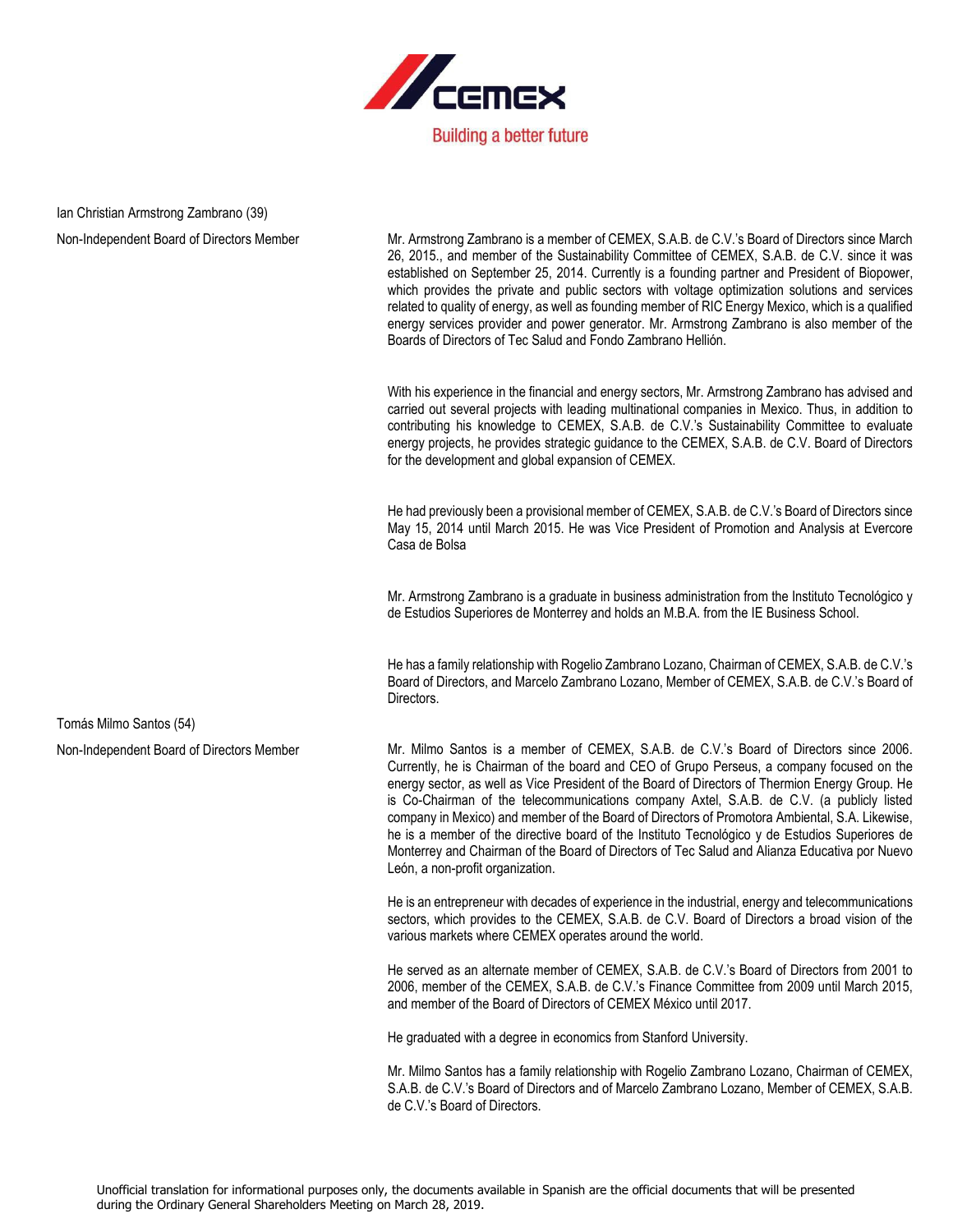Ian Christian Armstrong Zambrano (39)

Non-Independent Board of Directors Member

Mr. Armstrong Zambrano is a member of CEMEX, S.A.B. de C.V.'s Board of Directors since March 26, 2015., and member of the Sustainability Committee of CEMEX, S.A.B. de C.V. since it was established on September 25, 2014. Currently is a founding partner and President of Biopower, which provides the private and public sectors with voltage optimization solutions and services related to quality of energy, as well as founding member of RIC Energy Mexico, which is a qualified energy services provider and power generator. Mr. Armstrong Zambrano is also member of the Boards of Directors of Tec Salud and Fondo Zambrano Hellión.

With his experience in the financial and energy sectors, Mr. Armstrong Zambrano has advised and carried out several projects with leading multinational companies in Mexico. Thus, in addition to contributing his knowledge to CEMEX, S.A.B. de C.V.'s Sustainability Committee to evaluate energy projects, he provides strategic guidance to the CEMEX, S.A.B. de C.V. Board of Directors for the development and global expansion of CEMEX.

He had previously been a provisional member of CEMEX, S.A.B. de C.V.'s Board of Directors since May 15, 2014 until March 2015. He was Vice President of Promotion and Analysis at Evercore Casa de Bolsa

Mr. Armstrong Zambrano is a graduate in business administration from the Instituto Tecnológico y de Estudios Superiores de Monterrey and holds an M.B.A. from the IE Business School.

He has a family relationship with Rogelio Zambrano Lozano, Chairman of CEMEX, S.A.B. de C.V.'s Board of Directors, and Marcelo Zambrano Lozano, Member of CEMEX, S.A.B. de C.V.'s Board of Directors.

Tomás Milmo Santos (54)

Non-Independent Board of Directors Member

Mr. Milmo Santos is a member of CEMEX, S.A.B. de C.V.'s Board of Directors since 2006. Currently, he is Chairman of the board and CEO of Grupo Perseus, a company focused on the energy sector, as well as Vice President of the Board of Directors of Thermion Energy Group. He is Co-Chairman of the telecommunications company Axtel, S.A.B. de C.V. (a publicly listed company in Mexico) and member of the Board of Directors of Promotora Ambiental, S.A. Likewise, he is a member of the directive board of the Instituto Tecnológico y de Estudios Superiores de Monterrey and Chairman of the Board of Directors of Tec Salud and Alianza Educativa por Nuevo León, a non-profit organization.

He is an entrepreneur with decades of experience in the industrial, energy and telecommunications sectors, which provides to the CEMEX, S.A.B. de C.V. Board of Directors a broad vision of the various markets where CEMEX operates around the world.

He served as an alternate member of CEMEX, S.A.B. de C.V.'s Board of Directors from 2001 to 2006, member of the CEMEX, S.A.B. de C.V.'s Finance Committee from 2009 until March 2015, and member of the Board of Directors of CEMEX México until 2017.

He graduated with a degree in economics from Stanford University.

Mr. Milmo Santos has a family relationship with Rogelio Zambrano Lozano, Chairman of CEMEX, S.A.B. de C.V.'s Board of Directors and of Marcelo Zambrano Lozano, Member of CEMEX, S.A.B. de C.V.'s Board of Directors.

Unofficial translation for informational purposes only, the documents available in Spanish are the official documents that will be presented during the Ordinary General Shareholders Meeting on March 28, 2019.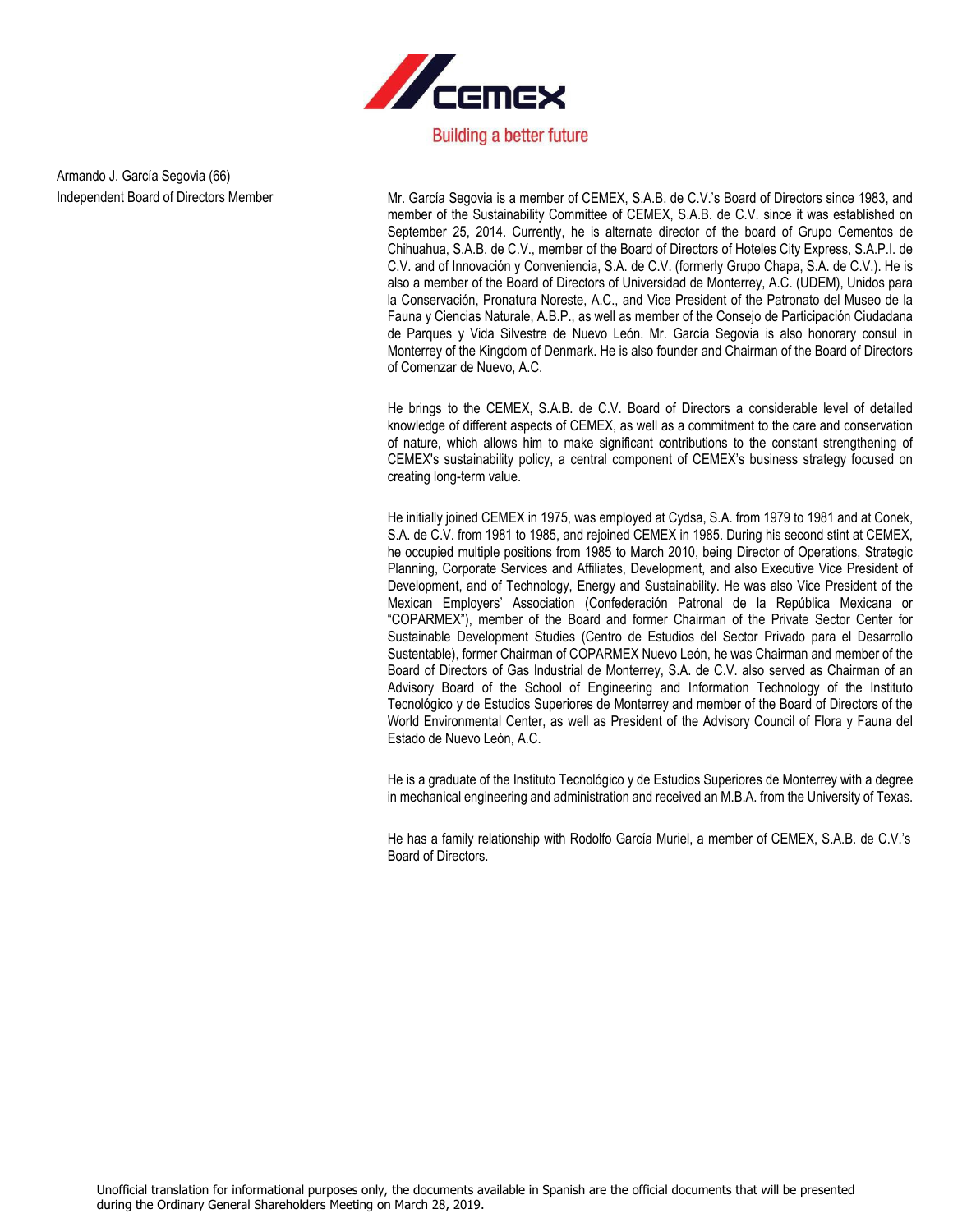Armando J. García Segovia (66)
Independent Board of Directors Member

Mr. García Segovia is a member of CEMEX, S.A.B. de C.V.'s Board of Directors since 1983, and member of the Sustainability Committee of CEMEX, S.A.B. de C.V. since it was established on September 25, 2014. Currently, he is alternate director of the board of Grupo Cementos de Chihuahua, S.A.B. de C.V., member of the Board of Directors of Hoteles City Express, S.A.P.I. de C.V. and of Innovación y Conveniencia, S.A. de C.V. (formerly Grupo Chapa, S.A. de C.V.). He is also a member of the Board of Directors of Universidad de Monterrey, A.C. (UDEM), Unidos para la Conservación, Pronatura Noreste, A.C., and Vice President of the Patronato del Museo de la Fauna y Ciencias Naturale, A.B.P., as well as member of the Consejo de Participación Ciudadana de Parques y Vida Silvestre de Nuevo León. Mr. García Segovia is also honorary consul in Monterrey of the Kingdom of Denmark. He is also founder and Chairman of the Board of Directors of Comenzar de Nuevo, A.C.

He brings to the CEMEX, S.A.B. de C.V. Board of Directors a considerable level of detailed knowledge of different aspects of CEMEX, as well as a commitment to the care and conservation of nature, which allows him to make significant contributions to the constant strengthening of CEMEX's sustainability policy, a central component of CEMEX's business strategy focused on creating long-term value.

He initially joined CEMEX in 1975, was employed at Cydsa, S.A. from 1979 to 1981 and at Conek, S.A. de C.V. from 1981 to 1985, and rejoined CEMEX in 1985. During his second stint at CEMEX, he occupied multiple positions from 1985 to March 2010, being Director of Operations, Strategic Planning, Corporate Services and Affiliates, Development, and also Executive Vice President of Development, and of Technology, Energy and Sustainability. He was also Vice President of the Mexican Employers' Association (Confederación Patronal de la República Mexicana or "COPARMEX"), member of the Board and former Chairman of the Private Sector Center for Sustainable Development Studies (Centro de Estudios del Sector Privado para el Desarrollo Sustentable), former Chairman of COPARMEX Nuevo León, he was Chairman and member of the Board of Directors of Gas Industrial de Monterrey, S.A. de C.V. also served as Chairman of an Advisory Board of the School of Engineering and Information Technology of the Instituto Tecnológico y de Estudios Superiores de Monterrey and member of the Board of Directors of the World Environmental Center, as well as President of the Advisory Council of Flora y Fauna del Estado de Nuevo León, A.C.

He is a graduate of the Instituto Tecnológico y de Estudios Superiores de Monterrey with a degree in mechanical engineering and administration and received an M.B.A. from the University of Texas.

He has a family relationship with Rodolfo García Muriel, a member of CEMEX, S.A.B. de C.V.'s Board of Directors.

Unofficial translation for informational purposes only, the documents available in Spanish are the official documents that will be presented during the Ordinary General Shareholders Meeting on March 28, 2019.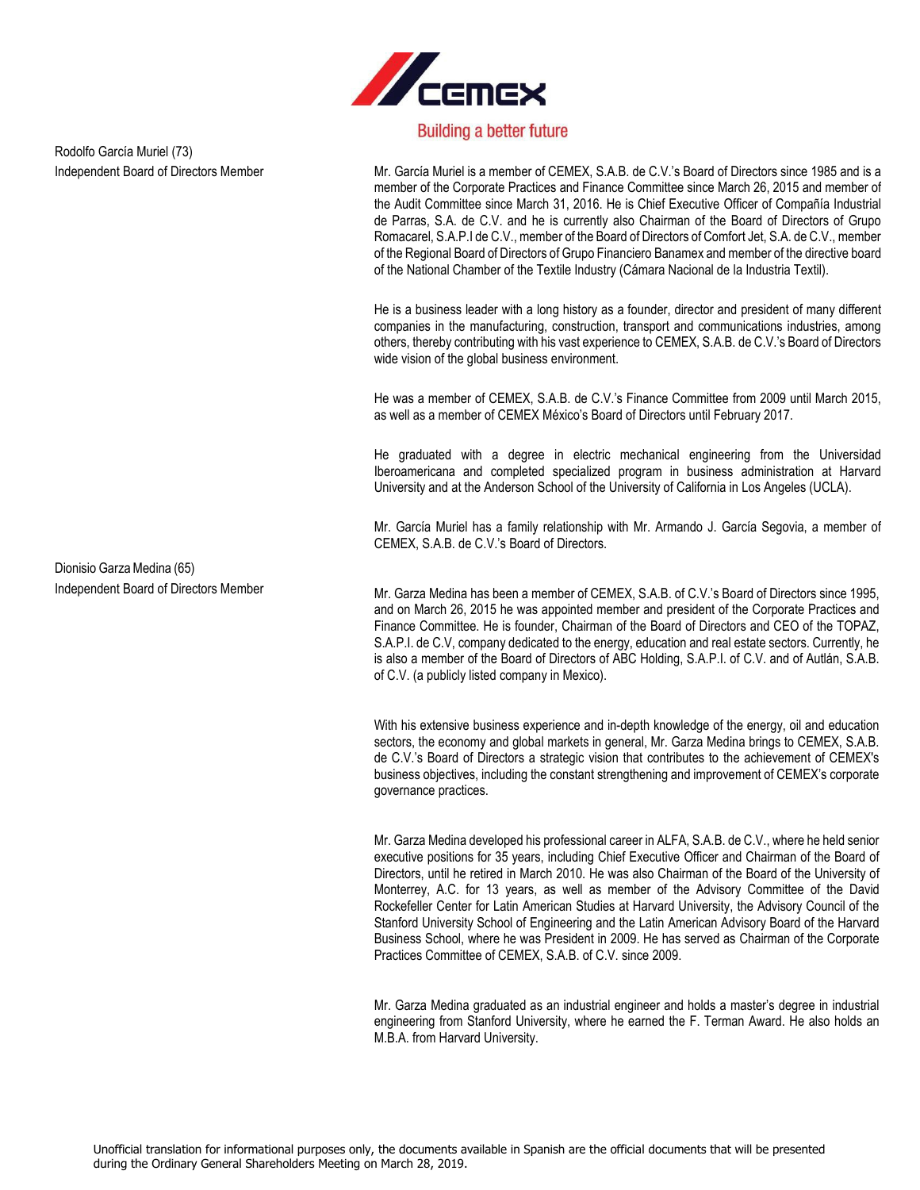Rodolfo García Muriel (73)
Independent Board of Directors Member

Mr. García Muriel is a member of CEMEX, S.A.B. de C.V.'s Board of Directors since 1985 and is a member of the Corporate Practices and Finance Committee since March 26, 2015 and member of the Audit Committee since March 31, 2016. He is Chief Executive Officer of Compañía Industrial de Parras, S.A. de C.V. and he is currently also Chairman of the Board of Directors of Grupo Romacarel, S.A.P.I de C.V., member of the Board of Directors of Comfort Jet, S.A. de C.V., member of the Regional Board of Directors of Grupo Financiero Banamex and member of the directive board of the National Chamber of the Textile Industry (Cámara Nacional de la Industria Textil).

He is a business leader with a long history as a founder, director and president of many different companies in the manufacturing, construction, transport and communications industries, among others, thereby contributing with his vast experience to CEMEX, S.A.B. de C.V.'s Board of Directors wide vision of the global business environment.

He was a member of CEMEX, S.A.B. de C.V.'s Finance Committee from 2009 until March 2015, as well as a member of CEMEX México's Board of Directors until February 2017.

He graduated with a degree in electric mechanical engineering from the Universidad Iberoamericana and completed specialized program in business administration at Harvard University and at the Anderson School of the University of California in Los Angeles (UCLA).

Mr. García Muriel has a family relationship with Mr. Armando J. García Segovia, a member of CEMEX, S.A.B. de C.V.'s Board of Directors.

Dionisio Garza Medina (65)
Independent Board of Directors Member

Mr. Garza Medina has been a member of CEMEX, S.A.B. of C.V.'s Board of Directors since 1995, and on March 26, 2015 he was appointed member and president of the Corporate Practices and Finance Committee. He is founder, Chairman of the Board of Directors and CEO of the TOPAZ, S.A.P.I. de C.V, company dedicated to the energy, education and real estate sectors. Currently, he is also a member of the Board of Directors of ABC Holding, S.A.P.I. of C.V. and of Autlán, S.A.B. of C.V. (a publicly listed company in Mexico).

With his extensive business experience and in-depth knowledge of the energy, oil and education sectors, the economy and global markets in general, Mr. Garza Medina brings to CEMEX, S.A.B. de C.V.'s Board of Directors a strategic vision that contributes to the achievement of CEMEX's business objectives, including the constant strengthening and improvement of CEMEX's corporate governance practices.

Mr. Garza Medina developed his professional career in ALFA, S.A.B. de C.V., where he held senior executive positions for 35 years, including Chief Executive Officer and Chairman of the Board of Directors, until he retired in March 2010. He was also Chairman of the Board of the University of Monterrey, A.C. for 13 years, as well as member of the Advisory Committee of the David Rockefeller Center for Latin American Studies at Harvard University, the Advisory Council of the Stanford University School of Engineering and the Latin American Advisory Board of the Harvard Business School, where he was President in 2009. He has served as Chairman of the Corporate Practices Committee of CEMEX, S.A.B. of C.V. since 2009.

Mr. Garza Medina graduated as an industrial engineer and holds a master's degree in industrial engineering from Stanford University, where he earned the F. Terman Award. He also holds an M.B.A. from Harvard University.

Unofficial translation for informational purposes only, the documents available in Spanish are the official documents that will be presented during the Ordinary General Shareholders Meeting on March 28, 2019.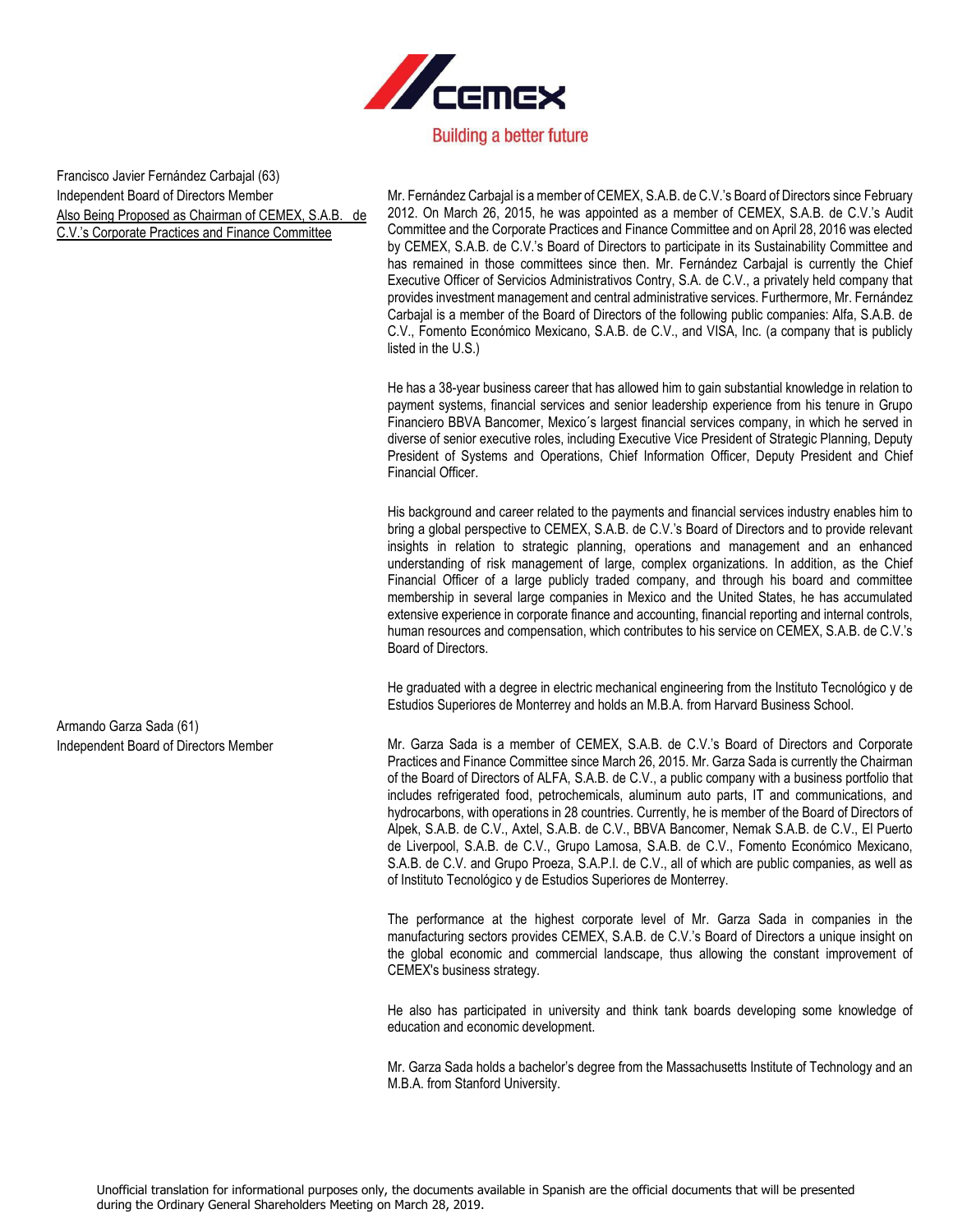Francisco Javier Fernández Carbajal (63)
Independent Board of Directors Member
Also Being Proposed as Chairman of CEMEX, S.A.B. de C.V.'s Corporate Practices and Finance Committee

Mr. Fernández Carbajal is a member of CEMEX, S.A.B. de C.V.'s Board of Directors since February 2012. On March 26, 2015, he was appointed as a member of CEMEX, S.A.B. de C.V.'s Audit Committee and the Corporate Practices and Finance Committee and on April 28, 2016 was elected by CEMEX, S.A.B. de C.V.'s Board of Directors to participate in its Sustainability Committee and has remained in those committees since then. Mr. Fernández Carbajal is currently the Chief Executive Officer of Servicios Administrativos Contry, S.A. de C.V., a privately held company that provides investment management and central administrative services. Furthermore, Mr. Fernández Carbajal is a member of the Board of Directors of the following public companies: Alfa, S.A.B. de C.V., Fomento Económico Mexicano, S.A.B. de C.V., and VISA, Inc. (a company that is publicly listed in the U.S.)

He has a 38-year business career that has allowed him to gain substantial knowledge in relation to payment systems, financial services and senior leadership experience from his tenure in Grupo Financiero BBVA Bancomer, Mexico´s largest financial services company, in which he served in diverse of senior executive roles, including Executive Vice President of Strategic Planning, Deputy President of Systems and Operations, Chief Information Officer, Deputy President and Chief Financial Officer.

His background and career related to the payments and financial services industry enables him to bring a global perspective to CEMEX, S.A.B. de C.V.'s Board of Directors and to provide relevant insights in relation to strategic planning, operations and management and an enhanced understanding of risk management of large, complex organizations. In addition, as the Chief Financial Officer of a large publicly traded company, and through his board and committee membership in several large companies in Mexico and the United States, he has accumulated extensive experience in corporate finance and accounting, financial reporting and internal controls, human resources and compensation, which contributes to his service on CEMEX, S.A.B. de C.V.'s Board of Directors.

He graduated with a degree in electric mechanical engineering from the Instituto Tecnológico y de Estudios Superiores de Monterrey and holds an M.B.A. from Harvard Business School.

Armando Garza Sada (61)
Independent Board of Directors Member

Mr. Garza Sada is a member of CEMEX, S.A.B. de C.V.'s Board of Directors and Corporate Practices and Finance Committee since March 26, 2015. Mr. Garza Sada is currently the Chairman of the Board of Directors of ALFA, S.A.B. de C.V., a public company with a business portfolio that includes refrigerated food, petrochemicals, aluminum auto parts, IT and communications, and hydrocarbons, with operations in 28 countries. Currently, he is member of the Board of Directors of Alpek, S.A.B. de C.V., Axtel, S.A.B. de C.V., BBVA Bancomer, Nemak S.A.B. de C.V., El Puerto de Liverpool, S.A.B. de C.V., Grupo Lamosa, S.A.B. de C.V., Fomento Económico Mexicano, S.A.B. de C.V. and Grupo Proeza, S.A.P.I. de C.V., all of which are public companies, as well as of Instituto Tecnológico y de Estudios Superiores de Monterrey.

The performance at the highest corporate level of Mr. Garza Sada in companies in the manufacturing sectors provides CEMEX, S.A.B. de C.V.'s Board of Directors a unique insight on the global economic and commercial landscape, thus allowing the constant improvement of CEMEX's business strategy.

He also has participated in university and think tank boards developing some knowledge of education and economic development.

Mr. Garza Sada holds a bachelor's degree from the Massachusetts Institute of Technology and an M.B.A. from Stanford University.

Unofficial translation for informational purposes only, the documents available in Spanish are the official documents that will be presented during the Ordinary General Shareholders Meeting on March 28, 2019.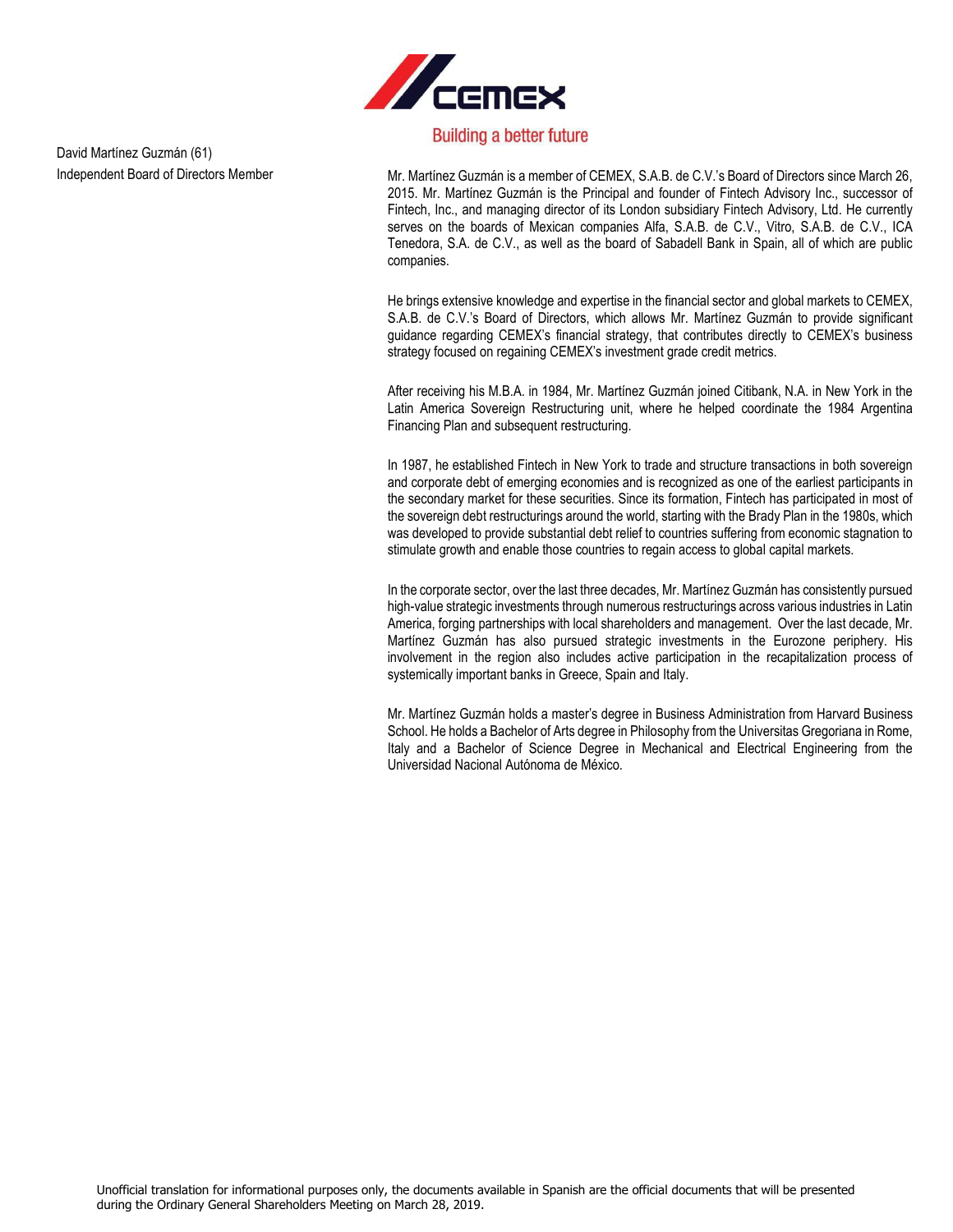Building a better future

David Martínez Guzmán (61)
Independent Board of Directors Member

Mr. Martínez Guzmán is a member of CEMEX, S.A.B. de C.V.'s Board of Directors since March 26, 2015. Mr. Martínez Guzmán is the Principal and founder of Fintech Advisory Inc., successor of Fintech, Inc., and managing director of its London subsidiary Fintech Advisory, Ltd. He currently serves on the boards of Mexican companies Alfa, S.A.B. de C.V., Vitro, S.A.B. de C.V., ICA Tenedora, S.A. de C.V., as well as the board of Sabadell Bank in Spain, all of which are public companies.

He brings extensive knowledge and expertise in the financial sector and global markets to CEMEX, S.A.B. de C.V.'s Board of Directors, which allows Mr. Martínez Guzmán to provide significant guidance regarding CEMEX's financial strategy, that contributes directly to CEMEX's business strategy focused on regaining CEMEX's investment grade credit metrics.

After receiving his M.B.A. in 1984, Mr. Martínez Guzmán joined Citibank, N.A. in New York in the Latin America Sovereign Restructuring unit, where he helped coordinate the 1984 Argentina Financing Plan and subsequent restructuring.

In 1987, he established Fintech in New York to trade and structure transactions in both sovereign and corporate debt of emerging economies and is recognized as one of the earliest participants in the secondary market for these securities. Since its formation, Fintech has participated in most of the sovereign debt restructurings around the world, starting with the Brady Plan in the 1980s, which was developed to provide substantial debt relief to countries suffering from economic stagnation to stimulate growth and enable those countries to regain access to global capital markets.

In the corporate sector, over the last three decades, Mr. Martínez Guzmán has consistently pursued high-value strategic investments through numerous restructurings across various industries in Latin America, forging partnerships with local shareholders and management. Over the last decade, Mr. Martínez Guzmán has also pursued strategic investments in the Eurozone periphery. His involvement in the region also includes active participation in the recapitalization process of systemically important banks in Greece, Spain and Italy.

Mr. Martínez Guzmán holds a master's degree in Business Administration from Harvard Business School. He holds a Bachelor of Arts degree in Philosophy from the Universitas Gregoriana in Rome, Italy and a Bachelor of Science Degree in Mechanical and Electrical Engineering from the Universidad Nacional Autónoma de México.

Unofficial translation for informational purposes only, the documents available in Spanish are the official documents that will be presented during the Ordinary General Shareholders Meeting on March 28, 2019.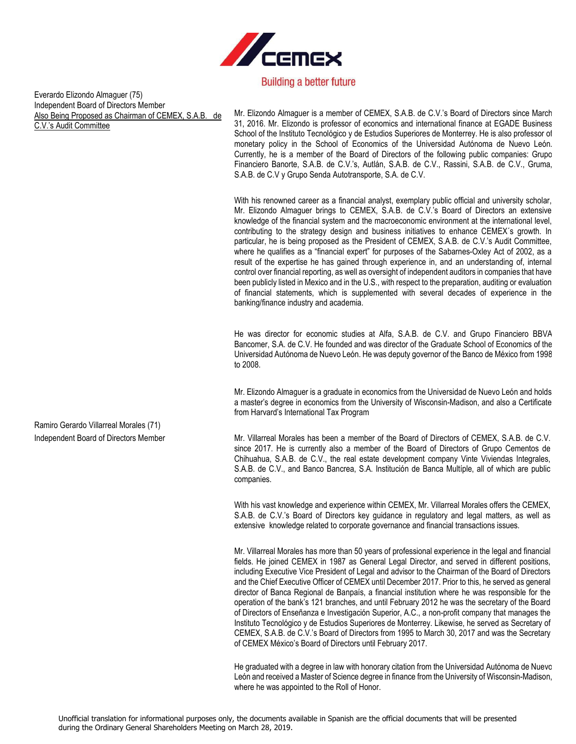Everardo Elizondo Almaguer (75)
Independent Board of Directors Member
<u>Also Being Proposed as Chairman of CEMEX, S.A.B. de C.V.'s Audit Committee</u>

Mr. Elizondo Almaguer is a member of CEMEX, S.A.B. de C.V.'s Board of Directors since March 31, 2016. Mr. Elizondo is professor of economics and international finance at EGADE Business School of the Instituto Tecnológico y de Estudios Superiores de Monterrey. He is also professor of monetary policy in the School of Economics of the Universidad Autónoma de Nuevo León. Currently, he is a member of the Board of Directors of the following public companies: Grupo Financiero Banorte, S.A.B. de C.V.'s, Autlán, S.A.B. de C.V., Rassini, S.A.B. de C.V., Gruma, S.A.B. de C.V y Grupo Senda Autotransporte, S.A. de C.V.

With his renowned career as a financial analyst, exemplary public official and university scholar, Mr. Elizondo Almaguer brings to CEMEX, S.A.B. de C.V.'s Board of Directors an extensive knowledge of the financial system and the macroeconomic environment at the international level, contributing to the strategy design and business initiatives to enhance CEMEX´s growth. In particular, he is being proposed as the President of CEMEX, S.A.B. de C.V.'s Audit Committee, where he qualifies as a "financial expert" for purposes of the Sabarnes-Oxley Act of 2002, as a result of the expertise he has gained through experience in, and an understanding of, internal control over financial reporting, as well as oversight of independent auditors in companies that have been publicly listed in Mexico and in the U.S., with respect to the preparation, auditing or evaluation of financial statements, which is supplemented with several decades of experience in the banking/finance industry and academia.

He was director for economic studies at Alfa, S.A.B. de C.V. and Grupo Financiero BBVA Bancomer, S.A. de C.V. He founded and was director of the Graduate School of Economics of the Universidad Autónoma de Nuevo León. He was deputy governor of the Banco de México from 1998 to 2008.

Mr. Elizondo Almaguer is a graduate in economics from the Universidad de Nuevo León and holds a master's degree in economics from the University of Wisconsin-Madison, and also a Certificate from Harvard's International Tax Program

Ramiro Gerardo Villarreal Morales (71)
Independent Board of Directors Member

Mr. Villarreal Morales has been a member of the Board of Directors of CEMEX, S.A.B. de C.V. since 2017. He is currently also a member of the Board of Directors of Grupo Cementos de Chihuahua, S.A.B. de C.V., the real estate development company Vinte Viviendas Integrales, S.A.B. de C.V., and Banco Bancrea, S.A. Institución de Banca Multíple, all of which are public companies.

With his vast knowledge and experience within CEMEX, Mr. Villarreal Morales offers the CEMEX, S.A.B. de C.V.'s Board of Directors key guidance in regulatory and legal matters, as well as extensive knowledge related to corporate governance and financial transactions issues.

Mr. Villarreal Morales has more than 50 years of professional experience in the legal and financial fields. He joined CEMEX in 1987 as General Legal Director, and served in different positions, including Executive Vice President of Legal and advisor to the Chairman of the Board of Directors and the Chief Executive Officer of CEMEX until December 2017. Prior to this, he served as general director of Banca Regional de Banpaís, a financial institution where he was responsible for the operation of the bank's 121 branches, and until February 2012 he was the secretary of the Board of Directors of Enseñanza e Investigación Superior, A.C., a non-profit company that manages the Instituto Tecnológico y de Estudios Superiores de Monterrey. Likewise, he served as Secretary of CEMEX, S.A.B. de C.V.'s Board of Directors from 1995 to March 30, 2017 and was the Secretary of CEMEX México's Board of Directors until February 2017.

He graduated with a degree in law with honorary citation from the Universidad Autónoma de Nuevo León and received a Master of Science degree in finance from the University of Wisconsin-Madison, where he was appointed to the Roll of Honor.

Unofficial translation for informational purposes only, the documents available in Spanish are the official documents that will be presented during the Ordinary General Shareholders Meeting on March 28, 2019.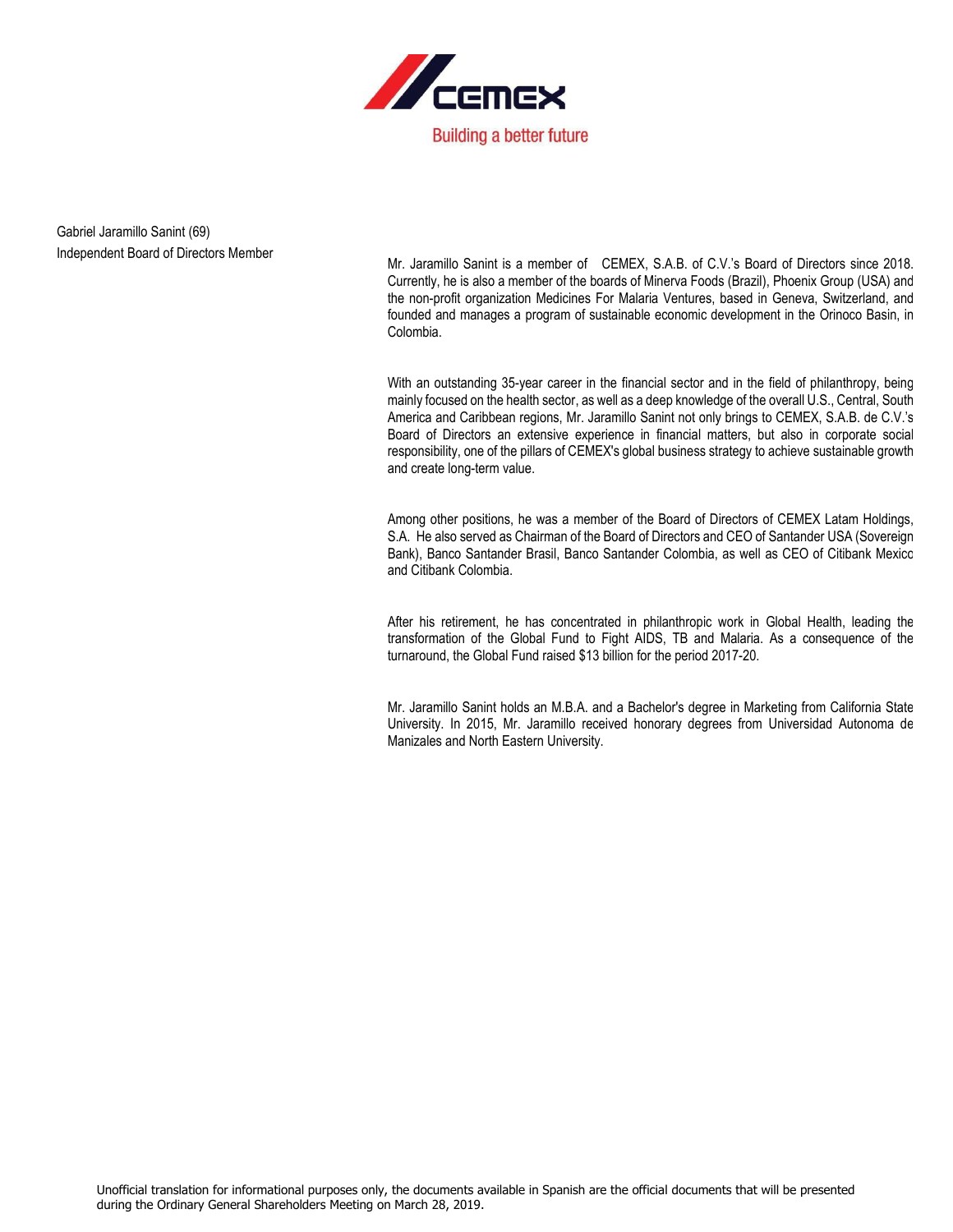Gabriel Jaramillo Sanint (69)
Independent Board of Directors Member

Mr. Jaramillo Sanint is a member of CEMEX, S.A.B. of C.V.'s Board of Directors since 2018. Currently, he is also a member of the boards of Minerva Foods (Brazil), Phoenix Group (USA) and the non-profit organization Medicines For Malaria Ventures, based in Geneva, Switzerland, and founded and manages a program of sustainable economic development in the Orinoco Basin, in Colombia.

With an outstanding 35-year career in the financial sector and in the field of philanthropy, being mainly focused on the health sector, as well as a deep knowledge of the overall U.S., Central, South America and Caribbean regions, Mr. Jaramillo Sanint not only brings to CEMEX, S.A.B. de C.V.'s Board of Directors an extensive experience in financial matters, but also in corporate social responsibility, one of the pillars of CEMEX's global business strategy to achieve sustainable growth and create long-term value.

Among other positions, he was a member of the Board of Directors of CEMEX Latam Holdings, S.A. He also served as Chairman of the Board of Directors and CEO of Santander USA (Sovereign Bank), Banco Santander Brasil, Banco Santander Colombia, as well as CEO of Citibank Mexico and Citibank Colombia.

After his retirement, he has concentrated in philanthropic work in Global Health, leading the transformation of the Global Fund to Fight AIDS, TB and Malaria. As a consequence of the turnaround, the Global Fund raised $13 billion for the period 2017-20.

Mr. Jaramillo Sanint holds an M.B.A. and a Bachelor's degree in Marketing from California State University. In 2015, Mr. Jaramillo received honorary degrees from Universidad Autonoma de Manizales and North Eastern University.

Unofficial translation for informational purposes only, the documents available in Spanish are the official documents that will be presented during the Ordinary General Shareholders Meeting on March 28, 2019.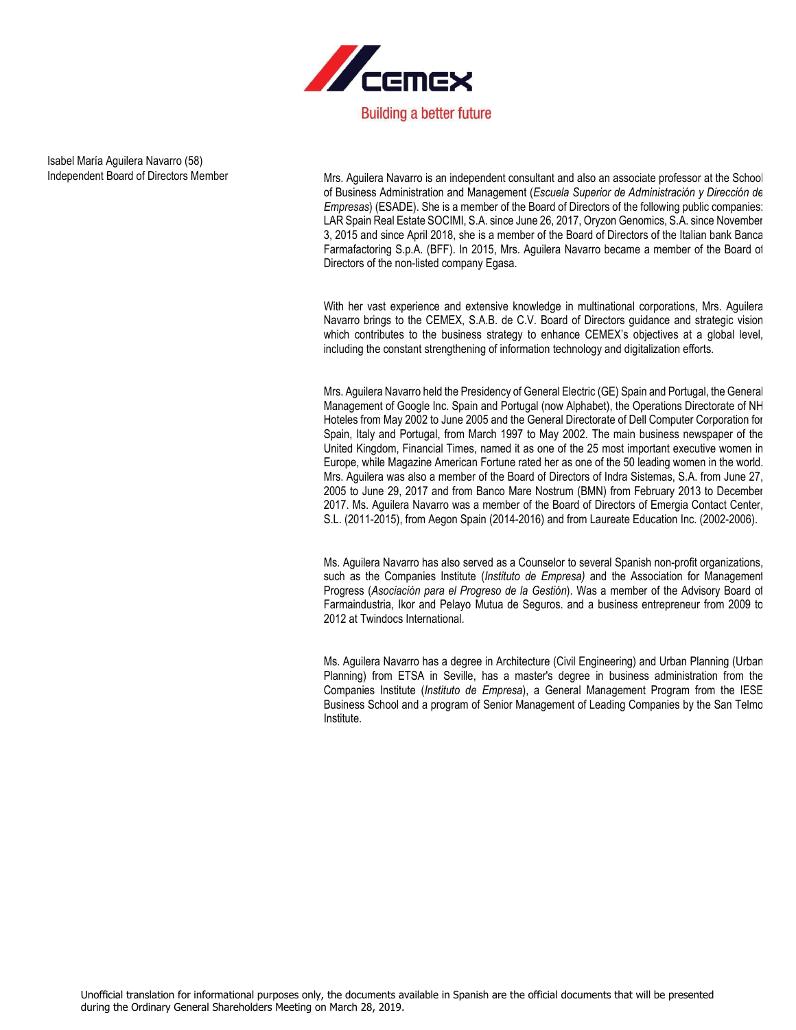Isabel María Aguilera Navarro (58)
Independent Board of Directors Member

Mrs. Aguilera Navarro is an independent consultant and also an associate professor at the School of Business Administration and Management (*Escuela Superior de Administración y Dirección de Empresas*) (ESADE). She is a member of the Board of Directors of the following public companies: LAR Spain Real Estate SOCIMI, S.A. since June 26, 2017, Oryzon Genomics, S.A. since November 3, 2015 and since April 2018, she is a member of the Board of Directors of the Italian bank Banca Farmafactoring S.p.A. (BFF). In 2015, Mrs. Aguilera Navarro became a member of the Board of Directors of the non-listed company Egasa.

With her vast experience and extensive knowledge in multinational corporations, Mrs. Aguilera Navarro brings to the CEMEX, S.A.B. de C.V. Board of Directors guidance and strategic vision which contributes to the business strategy to enhance CEMEX's objectives at a global level, including the constant strengthening of information technology and digitalization efforts.

Mrs. Aguilera Navarro held the Presidency of General Electric (GE) Spain and Portugal, the General Management of Google Inc. Spain and Portugal (now Alphabet), the Operations Directorate of NH Hoteles from May 2002 to June 2005 and the General Directorate of Dell Computer Corporation for Spain, Italy and Portugal, from March 1997 to May 2002. The main business newspaper of the United Kingdom, Financial Times, named it as one of the 25 most important executive women in Europe, while Magazine American Fortune rated her as one of the 50 leading women in the world. Mrs. Aguilera was also a member of the Board of Directors of Indra Sistemas, S.A. from June 27, 2005 to June 29, 2017 and from Banco Mare Nostrum (BMN) from February 2013 to December 2017. Ms. Aguilera Navarro was a member of the Board of Directors of Emergia Contact Center, S.L. (2011-2015), from Aegon Spain (2014-2016) and from Laureate Education Inc. (2002-2006).

Ms. Aguilera Navarro has also served as a Counselor to several Spanish non-profit organizations, such as the Companies Institute (*Instituto de Empresa)* and the Association for Management Progress (*Asociación para el Progreso de la Gestión*). Was a member of the Advisory Board of Farmaindustria, Ikor and Pelayo Mutua de Seguros. and a business entrepreneur from 2009 to 2012 at Twindocs International.

Ms. Aguilera Navarro has a degree in Architecture (Civil Engineering) and Urban Planning (Urban Planning) from ETSA in Seville, has a master's degree in business administration from the Companies Institute (*Instituto de Empresa*), a General Management Program from the IESE Business School and a program of Senior Management of Leading Companies by the San Telmo Institute.

Unofficial translation for informational purposes only, the documents available in Spanish are the official documents that will be presented during the Ordinary General Shareholders Meeting on March 28, 2019.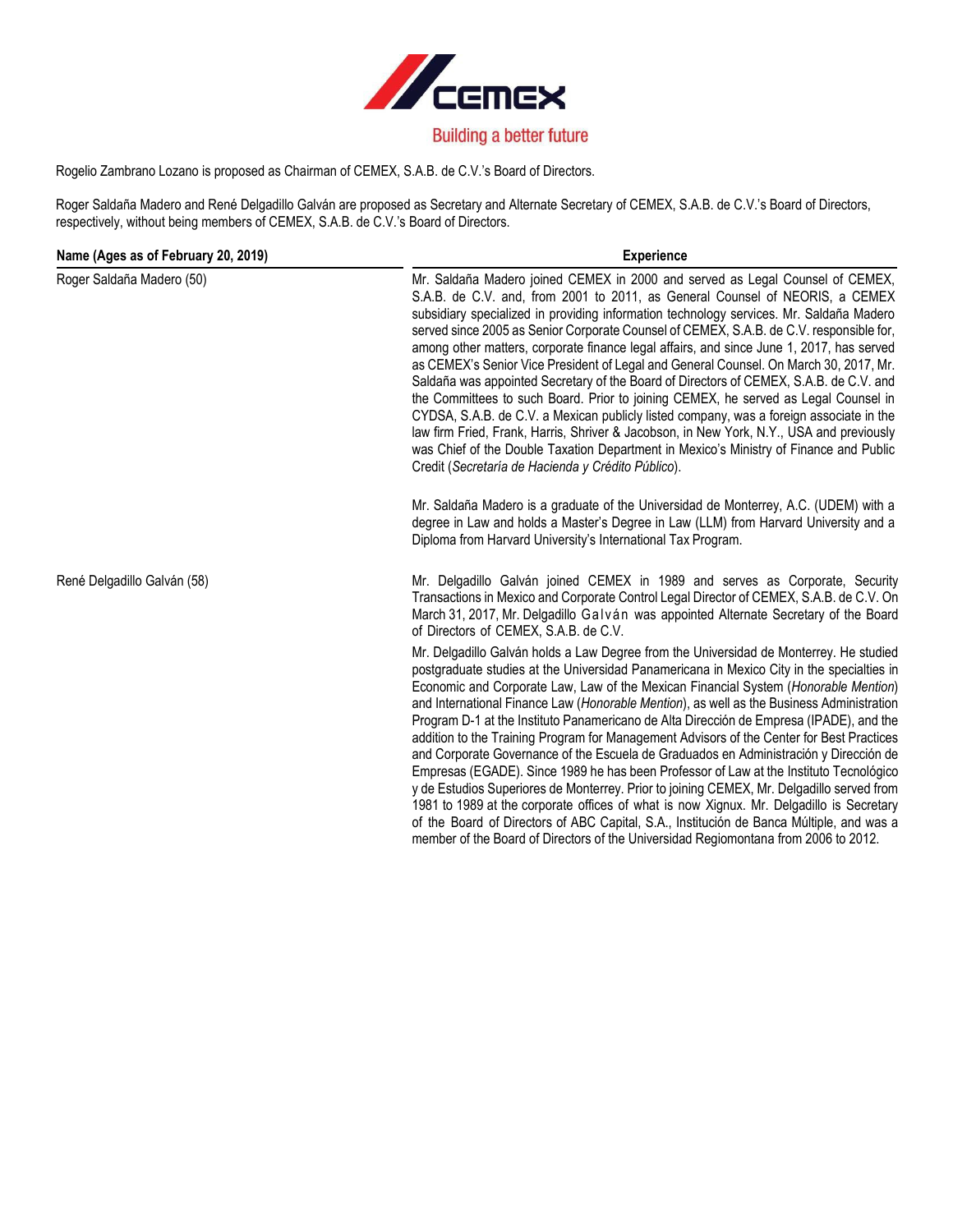Rogelio Zambrano Lozano is proposed as Chairman of CEMEX, S.A.B. de C.V.'s Board of Directors.

Roger Saldaña Madero and René Delgadillo Galván are proposed as Secretary and Alternate Secretary of CEMEX, S.A.B. de C.V.'s Board of Directors, respectively, without being members of CEMEX, S.A.B. de C.V.'s Board of Directors.

| Name (Ages as of February 20, 2019) | Experience |
|---|---|
| Roger Saldaña Madero (50) | Mr. Saldaña Madero joined CEMEX in 2000 and served as Legal Counsel of CEMEX, S.A.B. de C.V. and, from 2001 to 2011, as General Counsel of NEORIS, a CEMEX subsidiary specialized in providing information technology services. Mr. Saldaña Madero served since 2005 as Senior Corporate Counsel of CEMEX, S.A.B. de C.V. responsible for, among other matters, corporate finance legal affairs, and since June 1, 2017, has served as CEMEX's Senior Vice President of Legal and General Counsel. On March 30, 2017, Mr. Saldaña was appointed Secretary of the Board of Directors of CEMEX, S.A.B. de C.V. and the Committees to such Board. Prior to joining CEMEX, he served as Legal Counsel in CYDSA, S.A.B. de C.V. a Mexican publicly listed company, was a foreign associate in the law firm Fried, Frank, Harris, Shriver & Jacobson, in New York, N.Y., USA and previously was Chief of the Double Taxation Department in Mexico's Ministry of Finance and Public Credit (*Secretaría de Hacienda y Crédito Público*).<br><br>Mr. Saldaña Madero is a graduate of the Universidad de Monterrey, A.C. (UDEM) with a degree in Law and holds a Master's Degree in Law (LLM) from Harvard University and a Diploma from Harvard University's International Tax Program. |
| René Delgadillo Galván (58) | Mr. Delgadillo Galván joined CEMEX in 1989 and serves as Corporate, Security Transactions in Mexico and Corporate Control Legal Director of CEMEX, S.A.B. de C.V. On March 31, 2017, Mr. Delgadillo Galván was appointed Alternate Secretary of the Board of Directors of CEMEX, S.A.B. de C.V.<br><br>Mr. Delgadillo Galván holds a Law Degree from the Universidad de Monterrey. He studied postgraduate studies at the Universidad Panamericana in Mexico City in the specialties in Economic and Corporate Law, Law of the Mexican Financial System (*Honorable Mention*) and International Finance Law (*Honorable Mention*), as well as the Business Administration Program D-1 at the Instituto Panamericano de Alta Dirección de Empresa (IPADE), and the addition to the Training Program for Management Advisors of the Center for Best Practices and Corporate Governance of the Escuela de Graduados en Administración y Dirección de Empresas (EGADE). Since 1989 he has been Professor of Law at the Instituto Tecnológico y de Estudios Superiores de Monterrey. Prior to joining CEMEX, Mr. Delgadillo served from 1981 to 1989 at the corporate offices of what is now Xignux. Mr. Delgadillo is Secretary of the Board of Directors of ABC Capital, S.A., Institución de Banca Múltiple, and was a member of the Board of Directors of the Universidad Regiomontana from 2006 to 2012. |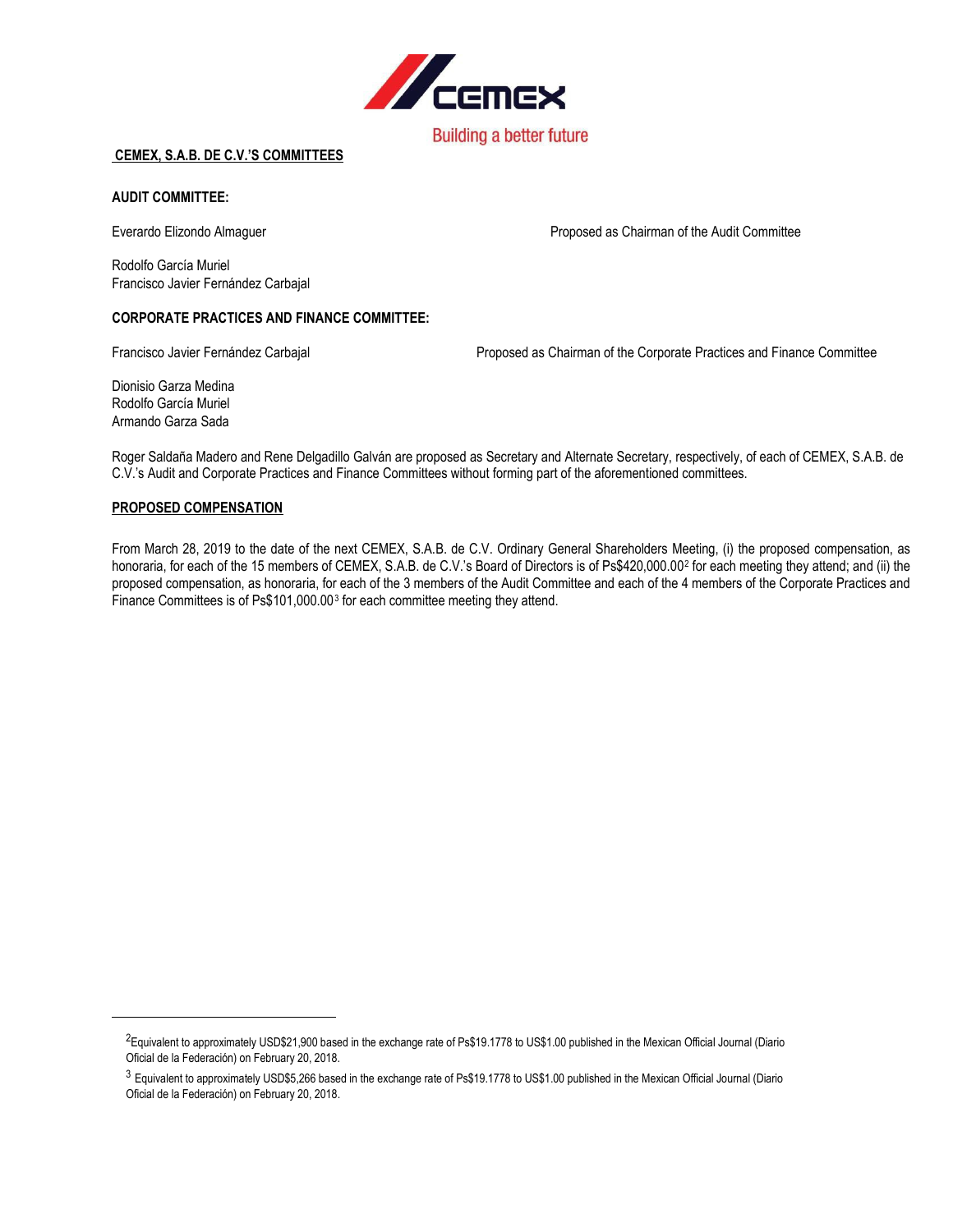CEMEX

Building a better future

## CEMEX, S.A.B. DE C.V.'S COMMITTEES

**AUDIT COMMITTEE:**

Everardo Elizondo Almaguer — Proposed as Chairman of the Audit Committee

Rodolfo García Muriel
Francisco Javier Fernández Carbajal

**CORPORATE PRACTICES AND FINANCE COMMITTEE:**

Francisco Javier Fernández Carbajal — Proposed as Chairman of the Corporate Practices and Finance Committee

Dionisio Garza Medina
Rodolfo García Muriel
Armando Garza Sada

Roger Saldaña Madero and Rene Delgadillo Galván are proposed as Secretary and Alternate Secretary, respectively, of each of CEMEX, S.A.B. de C.V.'s Audit and Corporate Practices and Finance Committees without forming part of the aforementioned committees.

## PROPOSED COMPENSATION

From March 28, 2019 to the date of the next CEMEX, S.A.B. de C.V. Ordinary General Shareholders Meeting, (i) the proposed compensation, as honoraria, for each of the 15 members of CEMEX, S.A.B. de C.V.'s Board of Directors is of Ps$420,000.00[2] for each meeting they attend; and (ii) the proposed compensation, as honoraria, for each of the 3 members of the Audit Committee and each of the 4 members of the Corporate Practices and Finance Committees is of Ps$101,000.00[3] for each committee meeting they attend.

---

[2] Equivalent to approximately USD$21,900 based in the exchange rate of Ps$19.1778 to US$1.00 published in the Mexican Official Journal (Diario Oficial de la Federación) on February 20, 2018.

[3] Equivalent to approximately USD$5,266 based in the exchange rate of Ps$19.1778 to US$1.00 published in the Mexican Official Journal (Diario Oficial de la Federación) on February 20, 2018.